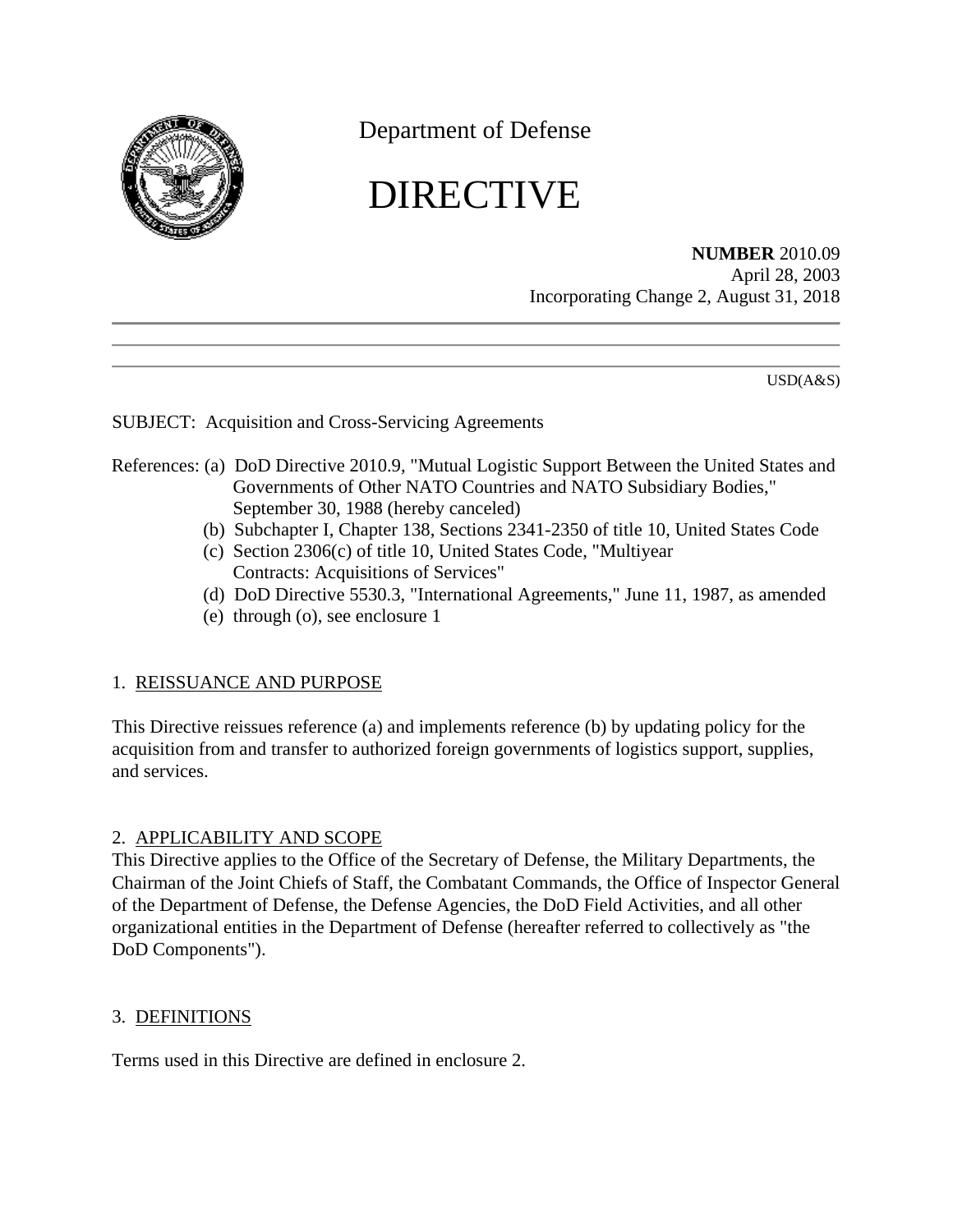Department of Defense

# DIRECTIVE

**NUMBER** 2010.09
April 28, 2003
Incorporating Change 2, August 31, 2018

USD(A&S)

SUBJECT: Acquisition and Cross-Servicing Agreements

References: (a) DoD Directive 2010.9, "Mutual Logistic Support Between the United States and Governments of Other NATO Countries and NATO Subsidiary Bodies," September 30, 1988 (hereby canceled)
(b) Subchapter I, Chapter 138, Sections 2341-2350 of title 10, United States Code
(c) Section 2306(c) of title 10, United States Code, "Multiyear Contracts: Acquisitions of Services"
(d) DoD Directive 5530.3, "International Agreements," June 11, 1987, as amended
(e) through (o), see enclosure 1

## 1. REISSUANCE AND PURPOSE

This Directive reissues reference (a) and implements reference (b) by updating policy for the acquisition from and transfer to authorized foreign governments of logistics support, supplies, and services.

## 2. APPLICABILITY AND SCOPE

This Directive applies to the Office of the Secretary of Defense, the Military Departments, the Chairman of the Joint Chiefs of Staff, the Combatant Commands, the Office of Inspector General of the Department of Defense, the Defense Agencies, the DoD Field Activities, and all other organizational entities in the Department of Defense (hereafter referred to collectively as "the DoD Components").

## 3. DEFINITIONS

Terms used in this Directive are defined in enclosure 2.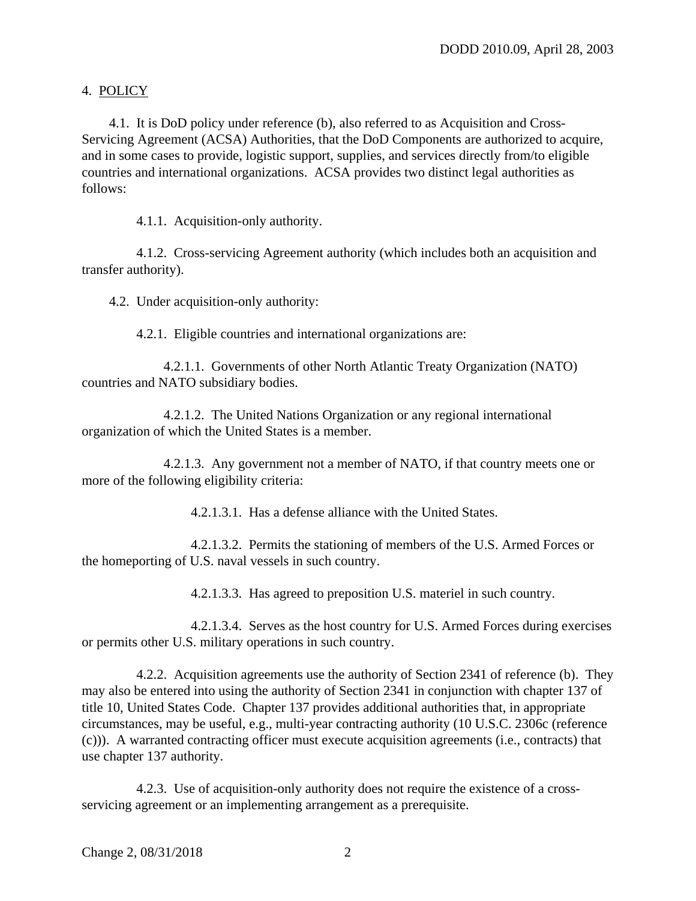## 4. POLICY

4.1. It is DoD policy under reference (b), also referred to as Acquisition and Cross-Servicing Agreement (ACSA) Authorities, that the DoD Components are authorized to acquire, and in some cases to provide, logistic support, supplies, and services directly from/to eligible countries and international organizations. ACSA provides two distinct legal authorities as follows:

4.1.1. Acquisition-only authority.

4.1.2. Cross-servicing Agreement authority (which includes both an acquisition and transfer authority).

4.2. Under acquisition-only authority:

4.2.1. Eligible countries and international organizations are:

4.2.1.1. Governments of other North Atlantic Treaty Organization (NATO) countries and NATO subsidiary bodies.

4.2.1.2. The United Nations Organization or any regional international organization of which the United States is a member.

4.2.1.3. Any government not a member of NATO, if that country meets one or more of the following eligibility criteria:

4.2.1.3.1. Has a defense alliance with the United States.

4.2.1.3.2. Permits the stationing of members of the U.S. Armed Forces or the homeporting of U.S. naval vessels in such country.

4.2.1.3.3. Has agreed to preposition U.S. materiel in such country.

4.2.1.3.4. Serves as the host country for U.S. Armed Forces during exercises or permits other U.S. military operations in such country.

4.2.2. Acquisition agreements use the authority of Section 2341 of reference (b). They may also be entered into using the authority of Section 2341 in conjunction with chapter 137 of title 10, United States Code. Chapter 137 provides additional authorities that, in appropriate circumstances, may be useful, e.g., multi-year contracting authority (10 U.S.C. 2306c (reference (c))). A warranted contracting officer must execute acquisition agreements (i.e., contracts) that use chapter 137 authority.

4.2.3. Use of acquisition-only authority does not require the existence of a cross-servicing agreement or an implementing arrangement as a prerequisite.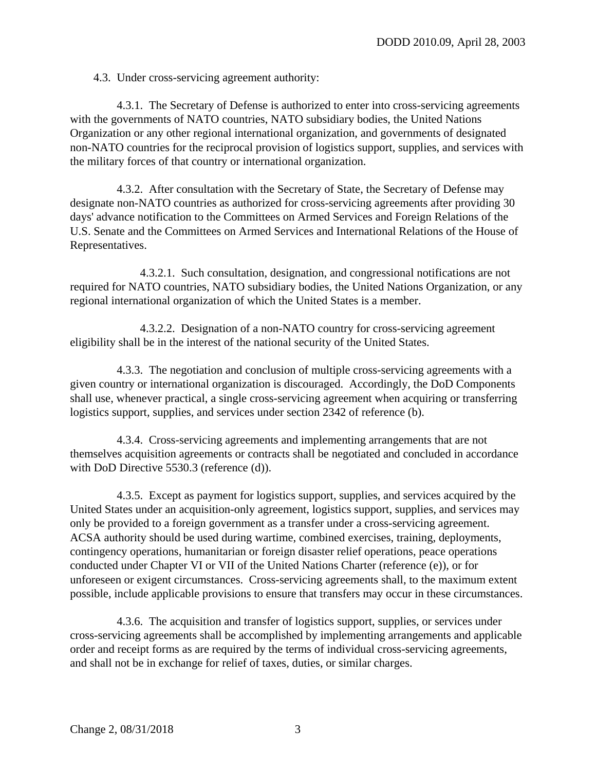4.3. Under cross-servicing agreement authority:

4.3.1. The Secretary of Defense is authorized to enter into cross-servicing agreements with the governments of NATO countries, NATO subsidiary bodies, the United Nations Organization or any other regional international organization, and governments of designated non-NATO countries for the reciprocal provision of logistics support, supplies, and services with the military forces of that country or international organization.

4.3.2. After consultation with the Secretary of State, the Secretary of Defense may designate non-NATO countries as authorized for cross-servicing agreements after providing 30 days' advance notification to the Committees on Armed Services and Foreign Relations of the U.S. Senate and the Committees on Armed Services and International Relations of the House of Representatives.

4.3.2.1. Such consultation, designation, and congressional notifications are not required for NATO countries, NATO subsidiary bodies, the United Nations Organization, or any regional international organization of which the United States is a member.

4.3.2.2. Designation of a non-NATO country for cross-servicing agreement eligibility shall be in the interest of the national security of the United States.

4.3.3. The negotiation and conclusion of multiple cross-servicing agreements with a given country or international organization is discouraged. Accordingly, the DoD Components shall use, whenever practical, a single cross-servicing agreement when acquiring or transferring logistics support, supplies, and services under section 2342 of reference (b).

4.3.4. Cross-servicing agreements and implementing arrangements that are not themselves acquisition agreements or contracts shall be negotiated and concluded in accordance with DoD Directive 5530.3 (reference (d)).

4.3.5. Except as payment for logistics support, supplies, and services acquired by the United States under an acquisition-only agreement, logistics support, supplies, and services may only be provided to a foreign government as a transfer under a cross-servicing agreement. ACSA authority should be used during wartime, combined exercises, training, deployments, contingency operations, humanitarian or foreign disaster relief operations, peace operations conducted under Chapter VI or VII of the United Nations Charter (reference (e)), or for unforeseen or exigent circumstances. Cross-servicing agreements shall, to the maximum extent possible, include applicable provisions to ensure that transfers may occur in these circumstances.

4.3.6. The acquisition and transfer of logistics support, supplies, or services under cross-servicing agreements shall be accomplished by implementing arrangements and applicable order and receipt forms as are required by the terms of individual cross-servicing agreements, and shall not be in exchange for relief of taxes, duties, or similar charges.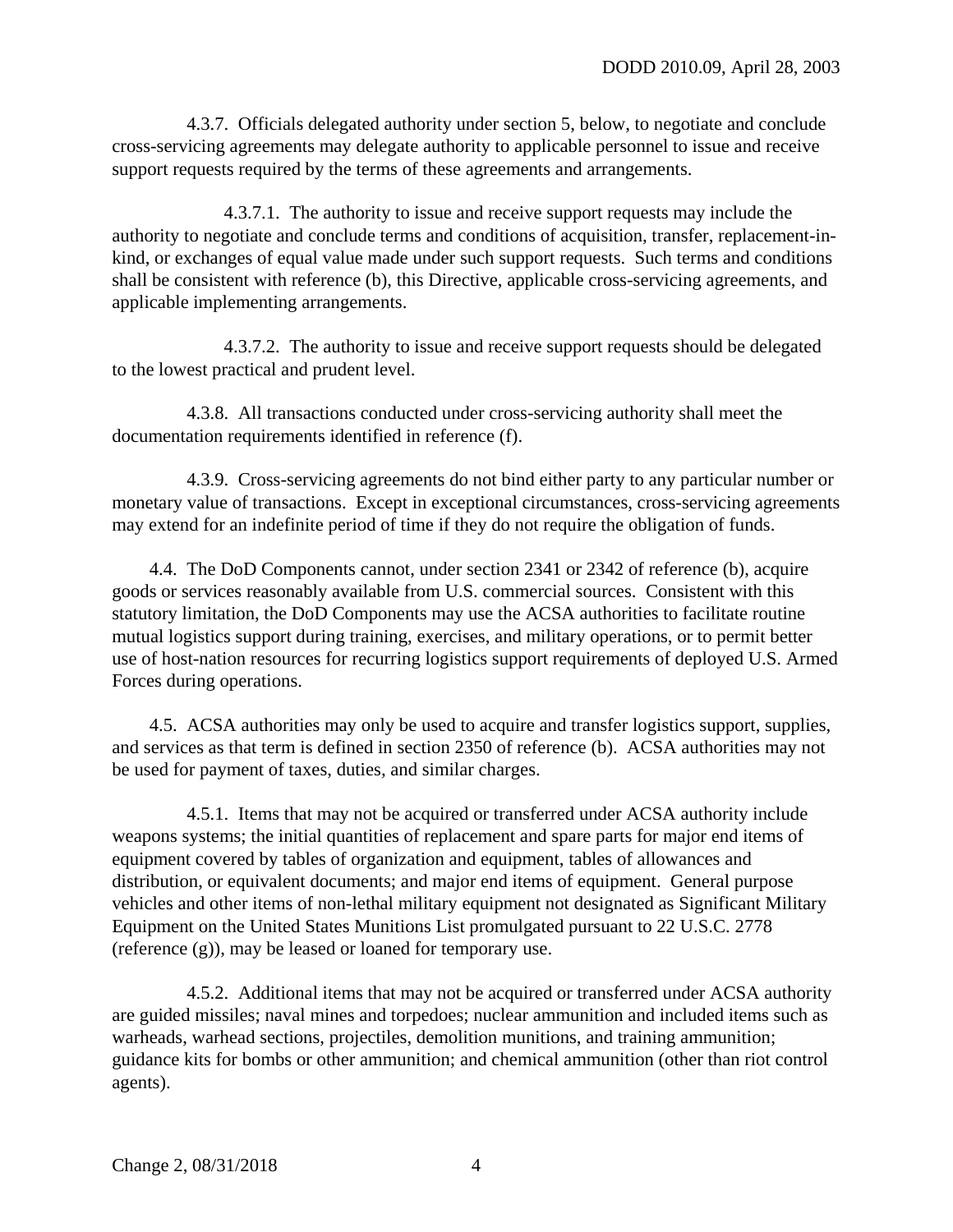4.3.7. Officials delegated authority under section 5, below, to negotiate and conclude cross-servicing agreements may delegate authority to applicable personnel to issue and receive support requests required by the terms of these agreements and arrangements.

4.3.7.1. The authority to issue and receive support requests may include the authority to negotiate and conclude terms and conditions of acquisition, transfer, replacement-in-kind, or exchanges of equal value made under such support requests. Such terms and conditions shall be consistent with reference (b), this Directive, applicable cross-servicing agreements, and applicable implementing arrangements.

4.3.7.2. The authority to issue and receive support requests should be delegated to the lowest practical and prudent level.

4.3.8. All transactions conducted under cross-servicing authority shall meet the documentation requirements identified in reference (f).

4.3.9. Cross-servicing agreements do not bind either party to any particular number or monetary value of transactions. Except in exceptional circumstances, cross-servicing agreements may extend for an indefinite period of time if they do not require the obligation of funds.

4.4. The DoD Components cannot, under section 2341 or 2342 of reference (b), acquire goods or services reasonably available from U.S. commercial sources. Consistent with this statutory limitation, the DoD Components may use the ACSA authorities to facilitate routine mutual logistics support during training, exercises, and military operations, or to permit better use of host-nation resources for recurring logistics support requirements of deployed U.S. Armed Forces during operations.

4.5. ACSA authorities may only be used to acquire and transfer logistics support, supplies, and services as that term is defined in section 2350 of reference (b). ACSA authorities may not be used for payment of taxes, duties, and similar charges.

4.5.1. Items that may not be acquired or transferred under ACSA authority include weapons systems; the initial quantities of replacement and spare parts for major end items of equipment covered by tables of organization and equipment, tables of allowances and distribution, or equivalent documents; and major end items of equipment. General purpose vehicles and other items of non-lethal military equipment not designated as Significant Military Equipment on the United States Munitions List promulgated pursuant to 22 U.S.C. 2778 (reference (g)), may be leased or loaned for temporary use.

4.5.2. Additional items that may not be acquired or transferred under ACSA authority are guided missiles; naval mines and torpedoes; nuclear ammunition and included items such as warheads, warhead sections, projectiles, demolition munitions, and training ammunition; guidance kits for bombs or other ammunition; and chemical ammunition (other than riot control agents).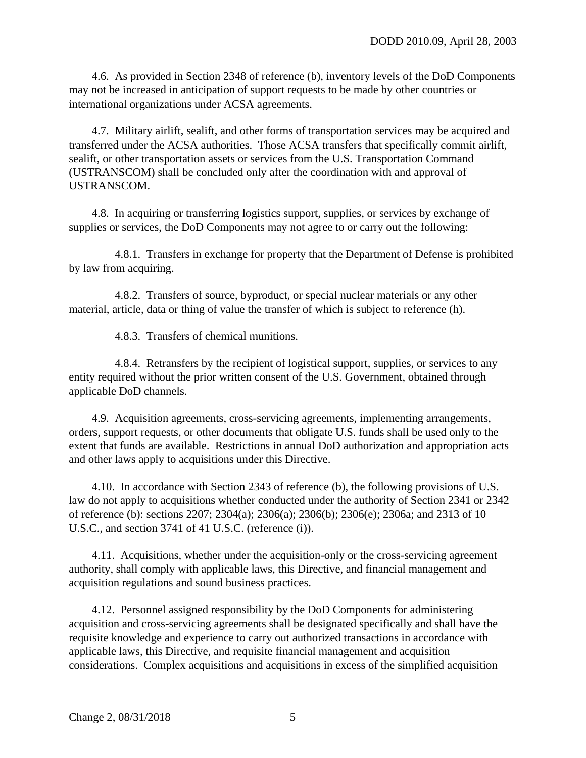4.6. As provided in Section 2348 of reference (b), inventory levels of the DoD Components may not be increased in anticipation of support requests to be made by other countries or international organizations under ACSA agreements.

4.7. Military airlift, sealift, and other forms of transportation services may be acquired and transferred under the ACSA authorities. Those ACSA transfers that specifically commit airlift, sealift, or other transportation assets or services from the U.S. Transportation Command (USTRANSCOM) shall be concluded only after the coordination with and approval of USTRANSCOM.

4.8. In acquiring or transferring logistics support, supplies, or services by exchange of supplies or services, the DoD Components may not agree to or carry out the following:

4.8.1. Transfers in exchange for property that the Department of Defense is prohibited by law from acquiring.

4.8.2. Transfers of source, byproduct, or special nuclear materials or any other material, article, data or thing of value the transfer of which is subject to reference (h).

4.8.3. Transfers of chemical munitions.

4.8.4. Retransfers by the recipient of logistical support, supplies, or services to any entity required without the prior written consent of the U.S. Government, obtained through applicable DoD channels.

4.9. Acquisition agreements, cross-servicing agreements, implementing arrangements, orders, support requests, or other documents that obligate U.S. funds shall be used only to the extent that funds are available. Restrictions in annual DoD authorization and appropriation acts and other laws apply to acquisitions under this Directive.

4.10. In accordance with Section 2343 of reference (b), the following provisions of U.S. law do not apply to acquisitions whether conducted under the authority of Section 2341 or 2342 of reference (b): sections 2207; 2304(a); 2306(a); 2306(b); 2306(e); 2306a; and 2313 of 10 U.S.C., and section 3741 of 41 U.S.C. (reference (i)).

4.11. Acquisitions, whether under the acquisition-only or the cross-servicing agreement authority, shall comply with applicable laws, this Directive, and financial management and acquisition regulations and sound business practices.

4.12. Personnel assigned responsibility by the DoD Components for administering acquisition and cross-servicing agreements shall be designated specifically and shall have the requisite knowledge and experience to carry out authorized transactions in accordance with applicable laws, this Directive, and requisite financial management and acquisition considerations. Complex acquisitions and acquisitions in excess of the simplified acquisition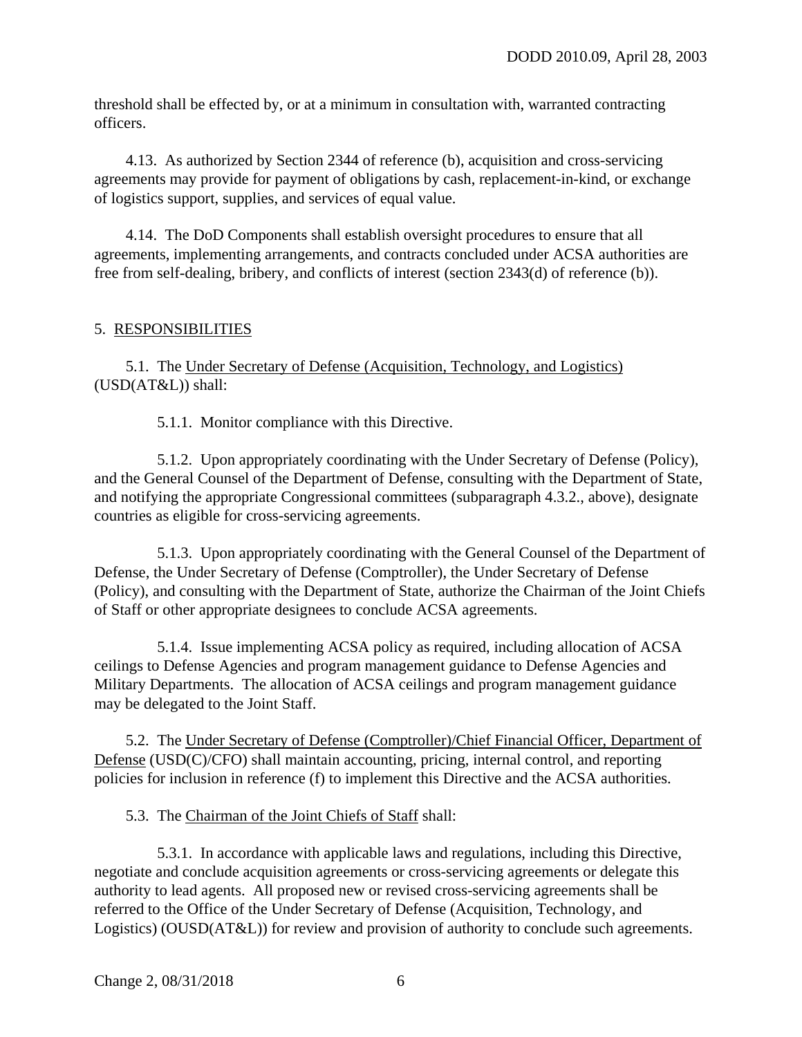threshold shall be effected by, or at a minimum in consultation with, warranted contracting officers.

4.13. As authorized by Section 2344 of reference (b), acquisition and cross-servicing agreements may provide for payment of obligations by cash, replacement-in-kind, or exchange of logistics support, supplies, and services of equal value.

4.14. The DoD Components shall establish oversight procedures to ensure that all agreements, implementing arrangements, and contracts concluded under ACSA authorities are free from self-dealing, bribery, and conflicts of interest (section 2343(d) of reference (b)).

## 5. RESPONSIBILITIES

5.1. The Under Secretary of Defense (Acquisition, Technology, and Logistics) (USD(AT&L)) shall:

5.1.1. Monitor compliance with this Directive.

5.1.2. Upon appropriately coordinating with the Under Secretary of Defense (Policy), and the General Counsel of the Department of Defense, consulting with the Department of State, and notifying the appropriate Congressional committees (subparagraph 4.3.2., above), designate countries as eligible for cross-servicing agreements.

5.1.3. Upon appropriately coordinating with the General Counsel of the Department of Defense, the Under Secretary of Defense (Comptroller), the Under Secretary of Defense (Policy), and consulting with the Department of State, authorize the Chairman of the Joint Chiefs of Staff or other appropriate designees to conclude ACSA agreements.

5.1.4. Issue implementing ACSA policy as required, including allocation of ACSA ceilings to Defense Agencies and program management guidance to Defense Agencies and Military Departments. The allocation of ACSA ceilings and program management guidance may be delegated to the Joint Staff.

5.2. The Under Secretary of Defense (Comptroller)/Chief Financial Officer, Department of Defense (USD(C)/CFO) shall maintain accounting, pricing, internal control, and reporting policies for inclusion in reference (f) to implement this Directive and the ACSA authorities.

5.3. The Chairman of the Joint Chiefs of Staff shall:

5.3.1. In accordance with applicable laws and regulations, including this Directive, negotiate and conclude acquisition agreements or cross-servicing agreements or delegate this authority to lead agents. All proposed new or revised cross-servicing agreements shall be referred to the Office of the Under Secretary of Defense (Acquisition, Technology, and Logistics) (OUSD(AT&L)) for review and provision of authority to conclude such agreements.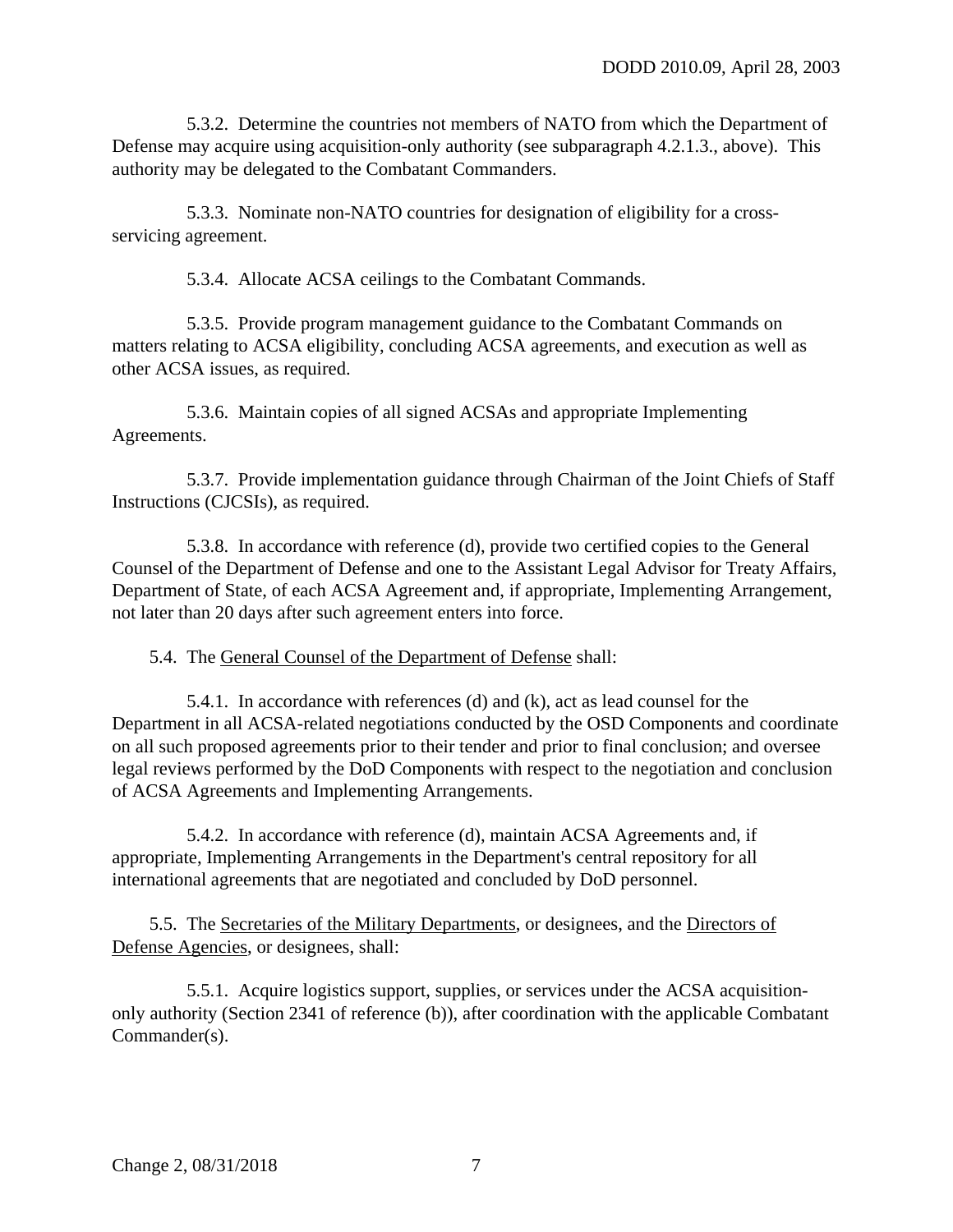5.3.2. Determine the countries not members of NATO from which the Department of Defense may acquire using acquisition-only authority (see subparagraph 4.2.1.3., above). This authority may be delegated to the Combatant Commanders.

5.3.3. Nominate non-NATO countries for designation of eligibility for a cross-servicing agreement.

5.3.4. Allocate ACSA ceilings to the Combatant Commands.

5.3.5. Provide program management guidance to the Combatant Commands on matters relating to ACSA eligibility, concluding ACSA agreements, and execution as well as other ACSA issues, as required.

5.3.6. Maintain copies of all signed ACSAs and appropriate Implementing Agreements.

5.3.7. Provide implementation guidance through Chairman of the Joint Chiefs of Staff Instructions (CJCSIs), as required.

5.3.8. In accordance with reference (d), provide two certified copies to the General Counsel of the Department of Defense and one to the Assistant Legal Advisor for Treaty Affairs, Department of State, of each ACSA Agreement and, if appropriate, Implementing Arrangement, not later than 20 days after such agreement enters into force.

5.4. The General Counsel of the Department of Defense shall:

5.4.1. In accordance with references (d) and (k), act as lead counsel for the Department in all ACSA-related negotiations conducted by the OSD Components and coordinate on all such proposed agreements prior to their tender and prior to final conclusion; and oversee legal reviews performed by the DoD Components with respect to the negotiation and conclusion of ACSA Agreements and Implementing Arrangements.

5.4.2. In accordance with reference (d), maintain ACSA Agreements and, if appropriate, Implementing Arrangements in the Department's central repository for all international agreements that are negotiated and concluded by DoD personnel.

5.5. The Secretaries of the Military Departments, or designees, and the Directors of Defense Agencies, or designees, shall:

5.5.1. Acquire logistics support, supplies, or services under the ACSA acquisition-only authority (Section 2341 of reference (b)), after coordination with the applicable Combatant Commander(s).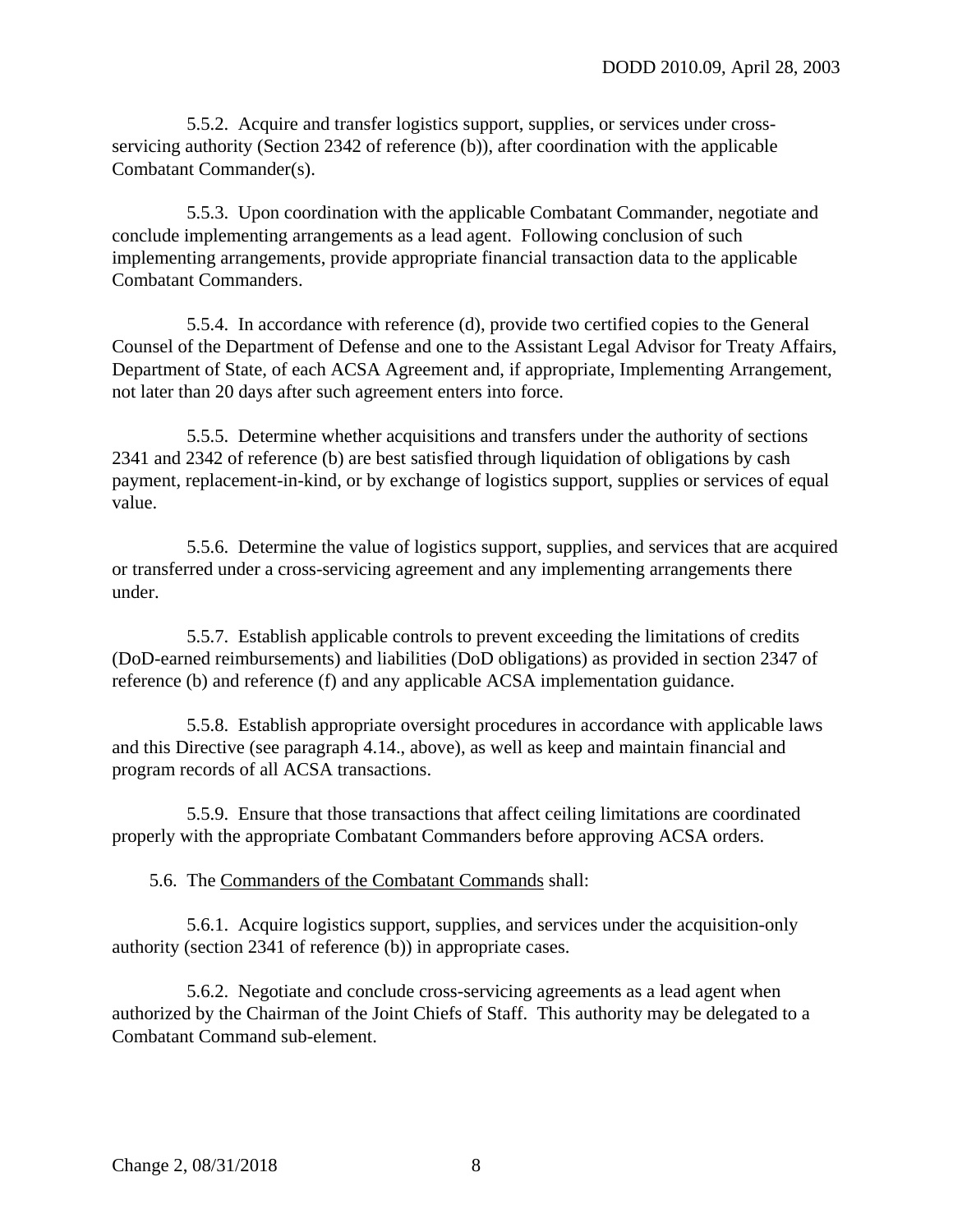5.5.2. Acquire and transfer logistics support, supplies, or services under cross-servicing authority (Section 2342 of reference (b)), after coordination with the applicable Combatant Commander(s).

5.5.3. Upon coordination with the applicable Combatant Commander, negotiate and conclude implementing arrangements as a lead agent. Following conclusion of such implementing arrangements, provide appropriate financial transaction data to the applicable Combatant Commanders.

5.5.4. In accordance with reference (d), provide two certified copies to the General Counsel of the Department of Defense and one to the Assistant Legal Advisor for Treaty Affairs, Department of State, of each ACSA Agreement and, if appropriate, Implementing Arrangement, not later than 20 days after such agreement enters into force.

5.5.5. Determine whether acquisitions and transfers under the authority of sections 2341 and 2342 of reference (b) are best satisfied through liquidation of obligations by cash payment, replacement-in-kind, or by exchange of logistics support, supplies or services of equal value.

5.5.6. Determine the value of logistics support, supplies, and services that are acquired or transferred under a cross-servicing agreement and any implementing arrangements there under.

5.5.7. Establish applicable controls to prevent exceeding the limitations of credits (DoD-earned reimbursements) and liabilities (DoD obligations) as provided in section 2347 of reference (b) and reference (f) and any applicable ACSA implementation guidance.

5.5.8. Establish appropriate oversight procedures in accordance with applicable laws and this Directive (see paragraph 4.14., above), as well as keep and maintain financial and program records of all ACSA transactions.

5.5.9. Ensure that those transactions that affect ceiling limitations are coordinated properly with the appropriate Combatant Commanders before approving ACSA orders.

5.6. The Commanders of the Combatant Commands shall:

5.6.1. Acquire logistics support, supplies, and services under the acquisition-only authority (section 2341 of reference (b)) in appropriate cases.

5.6.2. Negotiate and conclude cross-servicing agreements as a lead agent when authorized by the Chairman of the Joint Chiefs of Staff. This authority may be delegated to a Combatant Command sub-element.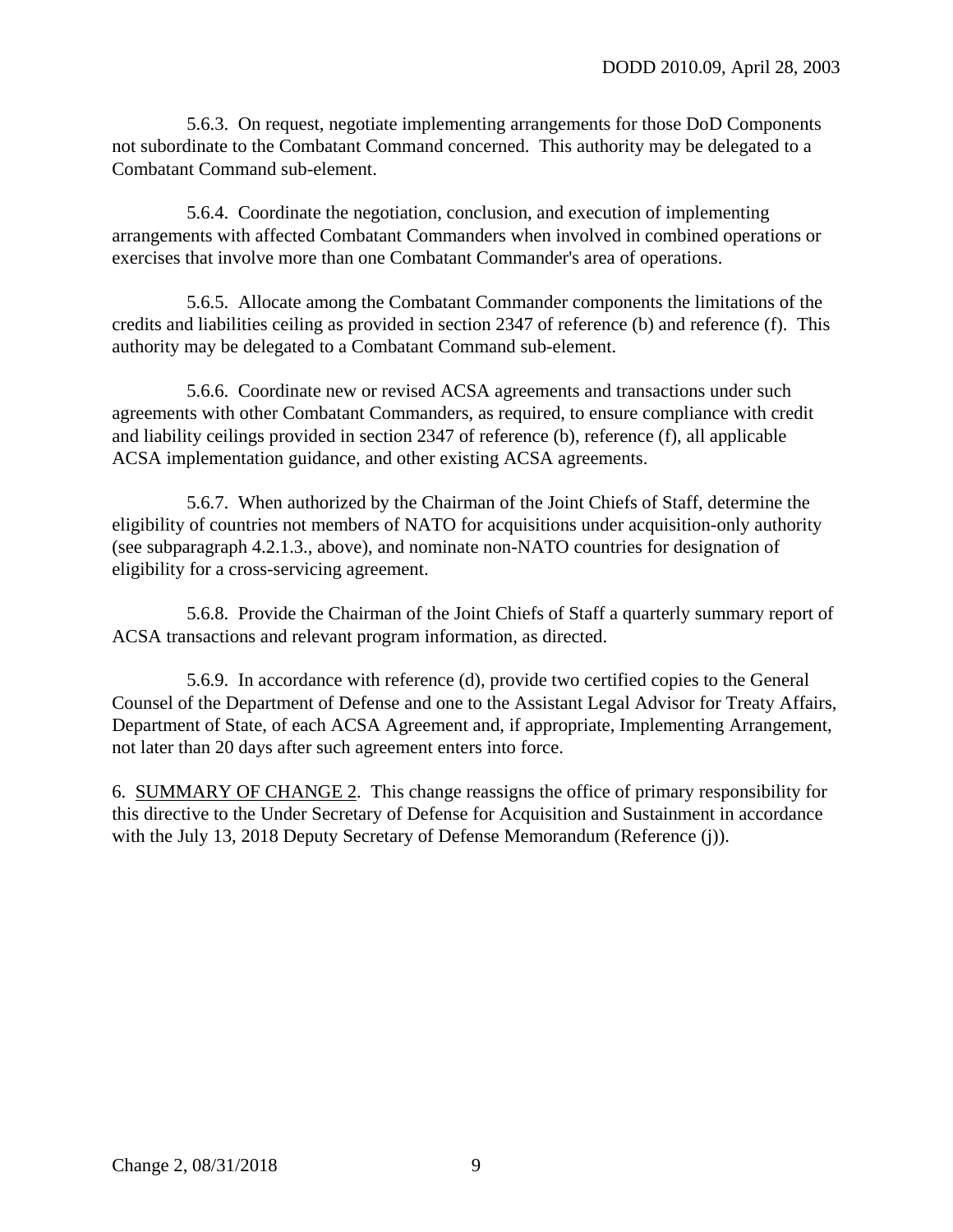5.6.3. On request, negotiate implementing arrangements for those DoD Components not subordinate to the Combatant Command concerned. This authority may be delegated to a Combatant Command sub-element.

5.6.4. Coordinate the negotiation, conclusion, and execution of implementing arrangements with affected Combatant Commanders when involved in combined operations or exercises that involve more than one Combatant Commander's area of operations.

5.6.5. Allocate among the Combatant Commander components the limitations of the credits and liabilities ceiling as provided in section 2347 of reference (b) and reference (f). This authority may be delegated to a Combatant Command sub-element.

5.6.6. Coordinate new or revised ACSA agreements and transactions under such agreements with other Combatant Commanders, as required, to ensure compliance with credit and liability ceilings provided in section 2347 of reference (b), reference (f), all applicable ACSA implementation guidance, and other existing ACSA agreements.

5.6.7. When authorized by the Chairman of the Joint Chiefs of Staff, determine the eligibility of countries not members of NATO for acquisitions under acquisition-only authority (see subparagraph 4.2.1.3., above), and nominate non-NATO countries for designation of eligibility for a cross-servicing agreement.

5.6.8. Provide the Chairman of the Joint Chiefs of Staff a quarterly summary report of ACSA transactions and relevant program information, as directed.

5.6.9. In accordance with reference (d), provide two certified copies to the General Counsel of the Department of Defense and one to the Assistant Legal Advisor for Treaty Affairs, Department of State, of each ACSA Agreement and, if appropriate, Implementing Arrangement, not later than 20 days after such agreement enters into force.

6. <u>SUMMARY OF CHANGE 2</u>. This change reassigns the office of primary responsibility for this directive to the Under Secretary of Defense for Acquisition and Sustainment in accordance with the July 13, 2018 Deputy Secretary of Defense Memorandum (Reference (j)).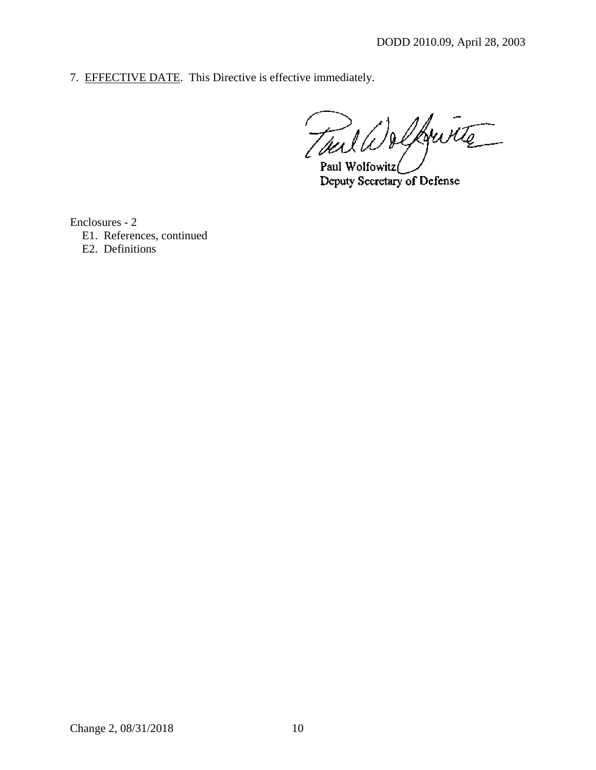7. EFFECTIVE DATE. This Directive is effective immediately.

Paul Wolfowitz
Deputy Secretary of Defense

Enclosures - 2
- E1. References, continued
- E2. Definitions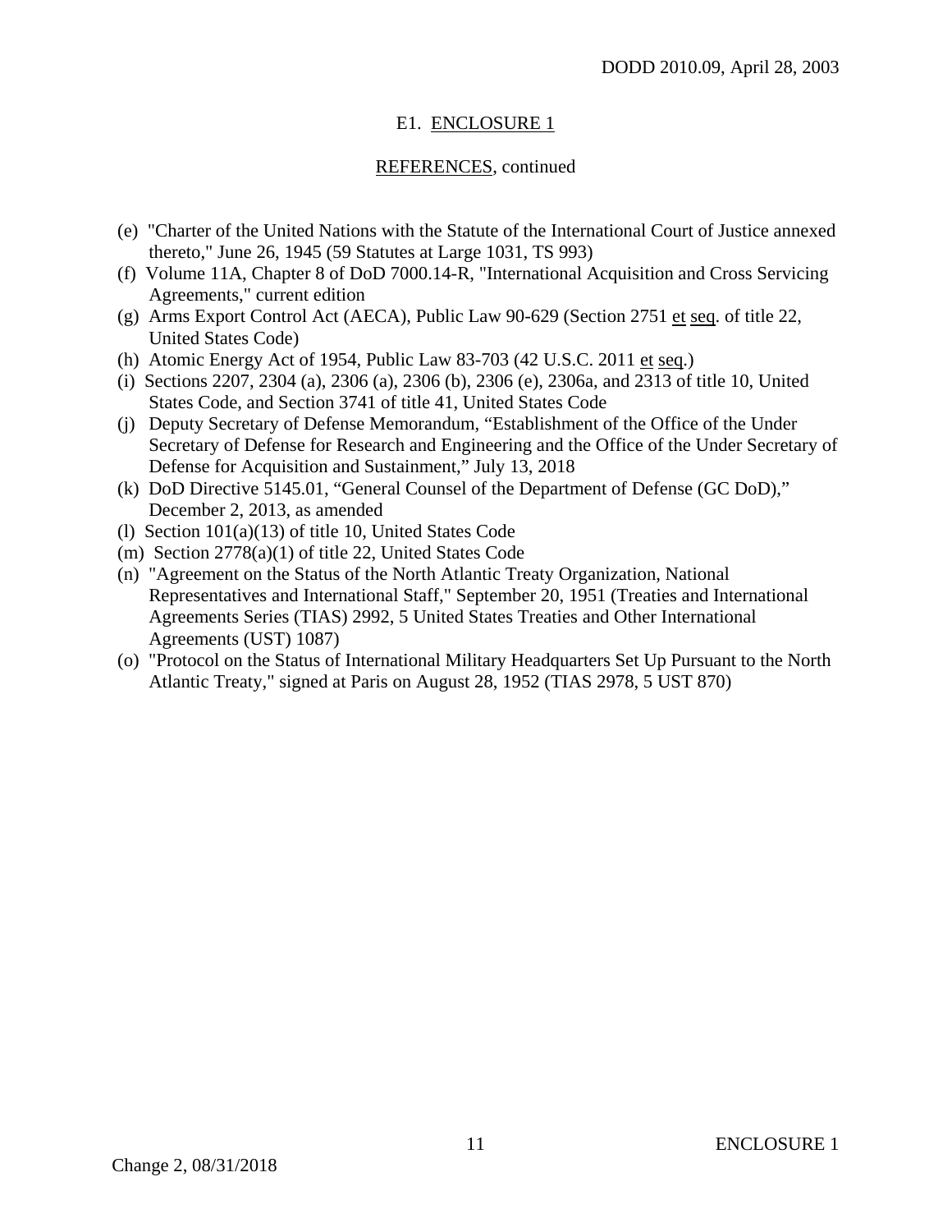## E1. ENCLOSURE 1

### REFERENCES, continued

(e) "Charter of the United Nations with the Statute of the International Court of Justice annexed thereto," June 26, 1945 (59 Statutes at Large 1031, TS 993)

(f) Volume 11A, Chapter 8 of DoD 7000.14-R, "International Acquisition and Cross Servicing Agreements," current edition

(g) Arms Export Control Act (AECA), Public Law 90-629 (Section 2751 et seq. of title 22, United States Code)

(h) Atomic Energy Act of 1954, Public Law 83-703 (42 U.S.C. 2011 et seq.)

(i) Sections 2207, 2304 (a), 2306 (a), 2306 (b), 2306 (e), 2306a, and 2313 of title 10, United States Code, and Section 3741 of title 41, United States Code

(j) Deputy Secretary of Defense Memorandum, "Establishment of the Office of the Under Secretary of Defense for Research and Engineering and the Office of the Under Secretary of Defense for Acquisition and Sustainment," July 13, 2018

(k) DoD Directive 5145.01, "General Counsel of the Department of Defense (GC DoD)," December 2, 2013, as amended

(l) Section 101(a)(13) of title 10, United States Code

(m) Section 2778(a)(1) of title 22, United States Code

(n) "Agreement on the Status of the North Atlantic Treaty Organization, National Representatives and International Staff," September 20, 1951 (Treaties and International Agreements Series (TIAS) 2992, 5 United States Treaties and Other International Agreements (UST) 1087)

(o) "Protocol on the Status of International Military Headquarters Set Up Pursuant to the North Atlantic Treaty," signed at Paris on August 28, 1952 (TIAS 2978, 5 UST 870)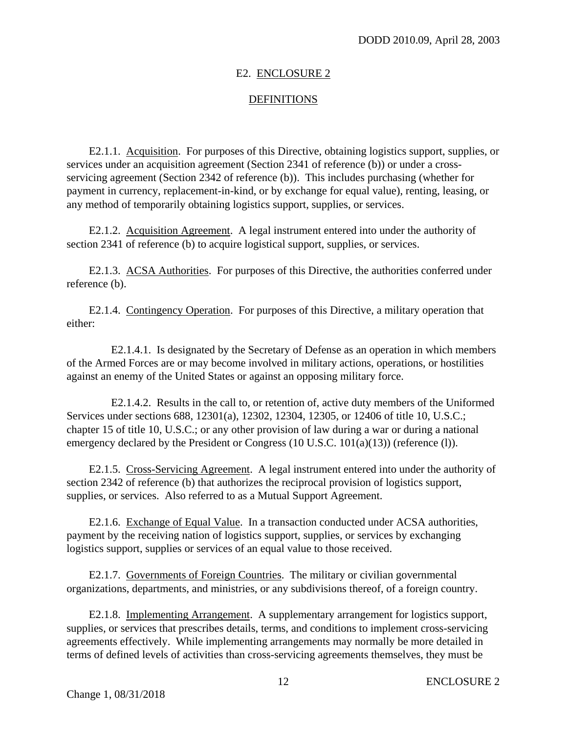## E2. ENCLOSURE 2

## DEFINITIONS

E2.1.1. Acquisition. For purposes of this Directive, obtaining logistics support, supplies, or services under an acquisition agreement (Section 2341 of reference (b)) or under a cross-servicing agreement (Section 2342 of reference (b)). This includes purchasing (whether for payment in currency, replacement-in-kind, or by exchange for equal value), renting, leasing, or any method of temporarily obtaining logistics support, supplies, or services.

E2.1.2. Acquisition Agreement. A legal instrument entered into under the authority of section 2341 of reference (b) to acquire logistical support, supplies, or services.

E2.1.3. ACSA Authorities. For purposes of this Directive, the authorities conferred under reference (b).

E2.1.4. Contingency Operation. For purposes of this Directive, a military operation that either:

E2.1.4.1. Is designated by the Secretary of Defense as an operation in which members of the Armed Forces are or may become involved in military actions, operations, or hostilities against an enemy of the United States or against an opposing military force.

E2.1.4.2. Results in the call to, or retention of, active duty members of the Uniformed Services under sections 688, 12301(a), 12302, 12304, 12305, or 12406 of title 10, U.S.C.; chapter 15 of title 10, U.S.C.; or any other provision of law during a war or during a national emergency declared by the President or Congress (10 U.S.C. 101(a)(13)) (reference (l)).

E2.1.5. Cross-Servicing Agreement. A legal instrument entered into under the authority of section 2342 of reference (b) that authorizes the reciprocal provision of logistics support, supplies, or services. Also referred to as a Mutual Support Agreement.

E2.1.6. Exchange of Equal Value. In a transaction conducted under ACSA authorities, payment by the receiving nation of logistics support, supplies, or services by exchanging logistics support, supplies or services of an equal value to those received.

E2.1.7. Governments of Foreign Countries. The military or civilian governmental organizations, departments, and ministries, or any subdivisions thereof, of a foreign country.

E2.1.8. Implementing Arrangement. A supplementary arrangement for logistics support, supplies, or services that prescribes details, terms, and conditions to implement cross-servicing agreements effectively. While implementing arrangements may normally be more detailed in terms of defined levels of activities than cross-servicing agreements themselves, they must be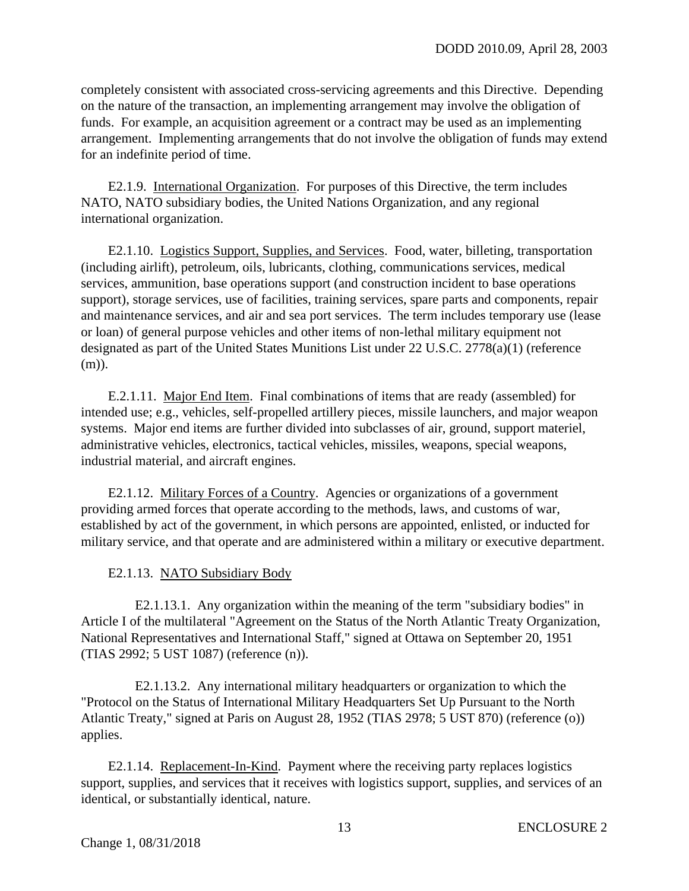completely consistent with associated cross-servicing agreements and this Directive. Depending on the nature of the transaction, an implementing arrangement may involve the obligation of funds. For example, an acquisition agreement or a contract may be used as an implementing arrangement. Implementing arrangements that do not involve the obligation of funds may extend for an indefinite period of time.

E2.1.9. International Organization. For purposes of this Directive, the term includes NATO, NATO subsidiary bodies, the United Nations Organization, and any regional international organization.

E2.1.10. Logistics Support, Supplies, and Services. Food, water, billeting, transportation (including airlift), petroleum, oils, lubricants, clothing, communications services, medical services, ammunition, base operations support (and construction incident to base operations support), storage services, use of facilities, training services, spare parts and components, repair and maintenance services, and air and sea port services. The term includes temporary use (lease or loan) of general purpose vehicles and other items of non-lethal military equipment not designated as part of the United States Munitions List under 22 U.S.C. 2778(a)(1) (reference (m)).

E.2.1.11. Major End Item. Final combinations of items that are ready (assembled) for intended use; e.g., vehicles, self-propelled artillery pieces, missile launchers, and major weapon systems. Major end items are further divided into subclasses of air, ground, support materiel, administrative vehicles, electronics, tactical vehicles, missiles, weapons, special weapons, industrial material, and aircraft engines.

E2.1.12. Military Forces of a Country. Agencies or organizations of a government providing armed forces that operate according to the methods, laws, and customs of war, established by act of the government, in which persons are appointed, enlisted, or inducted for military service, and that operate and are administered within a military or executive department.

E2.1.13. NATO Subsidiary Body

E2.1.13.1. Any organization within the meaning of the term "subsidiary bodies" in Article I of the multilateral "Agreement on the Status of the North Atlantic Treaty Organization, National Representatives and International Staff," signed at Ottawa on September 20, 1951 (TIAS 2992; 5 UST 1087) (reference (n)).

E2.1.13.2. Any international military headquarters or organization to which the "Protocol on the Status of International Military Headquarters Set Up Pursuant to the North Atlantic Treaty," signed at Paris on August 28, 1952 (TIAS 2978; 5 UST 870) (reference (o)) applies.

E2.1.14. Replacement-In-Kind. Payment where the receiving party replaces logistics support, supplies, and services that it receives with logistics support, supplies, and services of an identical, or substantially identical, nature.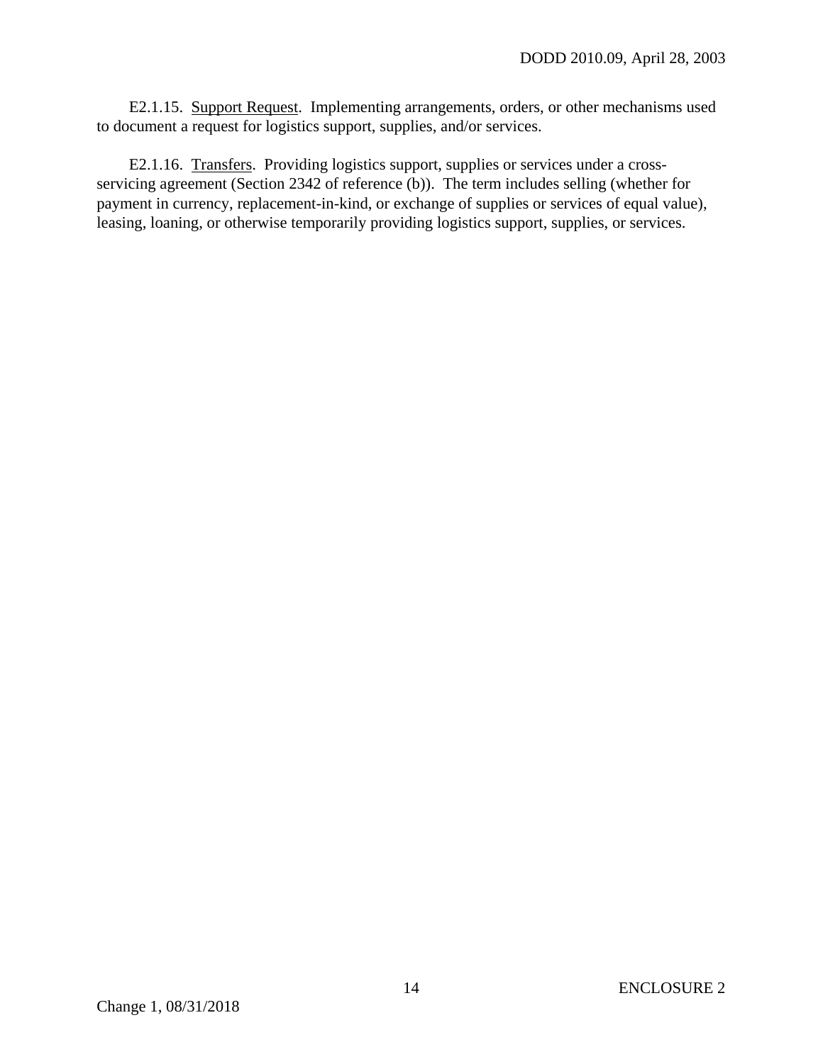E2.1.15. Support Request. Implementing arrangements, orders, or other mechanisms used to document a request for logistics support, supplies, and/or services.

E2.1.16. Transfers. Providing logistics support, supplies or services under a cross-servicing agreement (Section 2342 of reference (b)). The term includes selling (whether for payment in currency, replacement-in-kind, or exchange of supplies or services of equal value), leasing, loaning, or otherwise temporarily providing logistics support, supplies, or services.